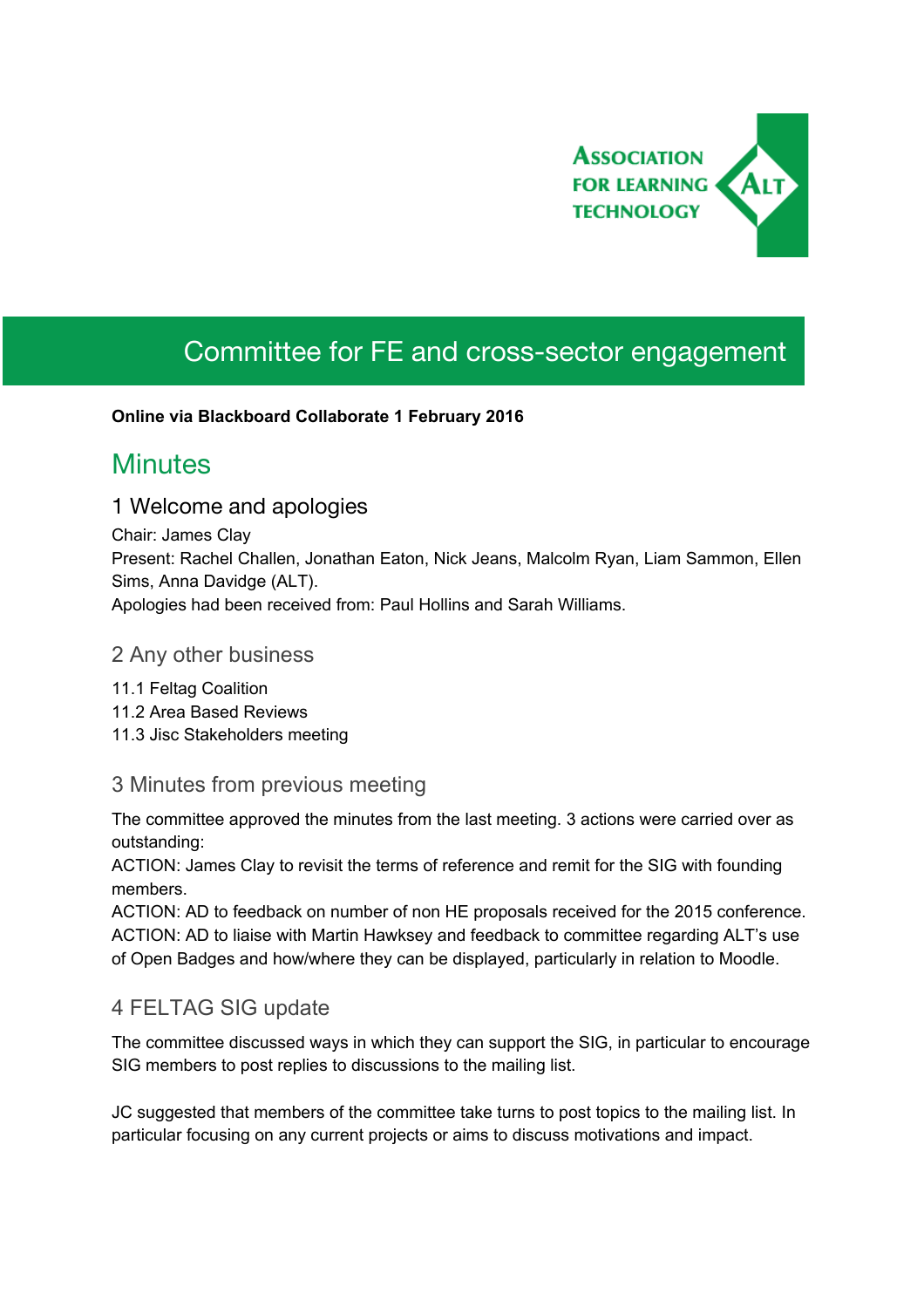# Committee for FE and cross-sector engagement

**Online via Blackboard Collaborate 1 February 2016**

## Minutes

### 1 Welcome and apologies

Chair: James Clay
Present: Rachel Challen, Jonathan Eaton, Nick Jeans, Malcolm Ryan, Liam Sammon, Ellen Sims, Anna Davidge (ALT).
Apologies had been received from: Paul Hollins and Sarah Williams.

### 2 Any other business

11.1 Feltag Coalition
11.2 Area Based Reviews
11.3 Jisc Stakeholders meeting

### 3 Minutes from previous meeting

The committee approved the minutes from the last meeting. 3 actions were carried over as outstanding:
ACTION: James Clay to revisit the terms of reference and remit for the SIG with founding members.
ACTION: AD to feedback on number of non HE proposals received for the 2015 conference.
ACTION: AD to liaise with Martin Hawksey and feedback to committee regarding ALT's use of Open Badges and how/where they can be displayed, particularly in relation to Moodle.

### 4 FELTAG SIG update

The committee discussed ways in which they can support the SIG, in particular to encourage SIG members to post replies to discussions to the mailing list.

JC suggested that members of the committee take turns to post topics to the mailing list. In particular focusing on any current projects or aims to discuss motivations and impact.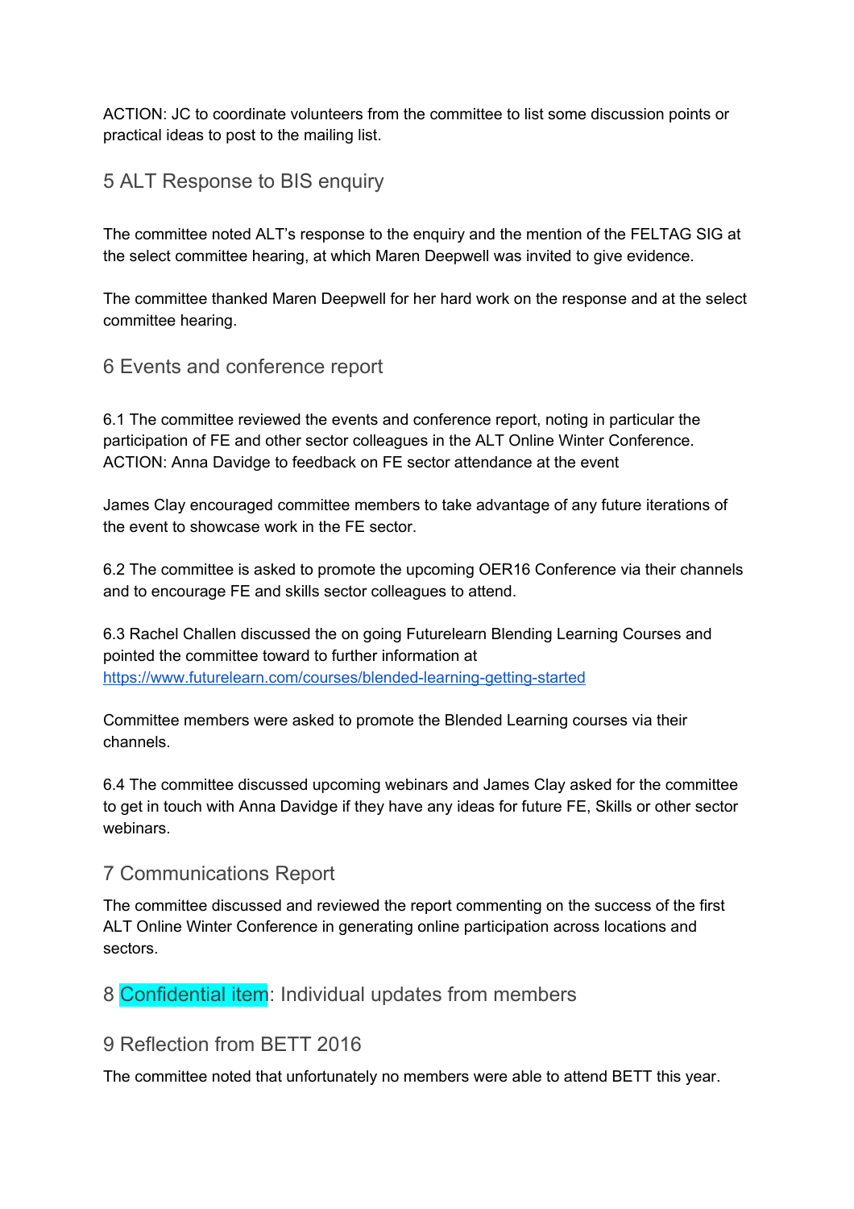ACTION: JC to coordinate volunteers from the committee to list some discussion points or practical ideas to post to the mailing list.

## 5 ALT Response to BIS enquiry

The committee noted ALT's response to the enquiry and the mention of the FELTAG SIG at the select committee hearing, at which Maren Deepwell was invited to give evidence.

The committee thanked Maren Deepwell for her hard work on the response and at the select committee hearing.

## 6 Events and conference report

6.1 The committee reviewed the events and conference report, noting in particular the participation of FE and other sector colleagues in the ALT Online Winter Conference. ACTION: Anna Davidge to feedback on FE sector attendance at the event

James Clay encouraged committee members to take advantage of any future iterations of the event to showcase work in the FE sector.

6.2 The committee is asked to promote the upcoming OER16 Conference via their channels and to encourage FE and skills sector colleagues to attend.

6.3 Rachel Challen discussed the on going Futurelearn Blending Learning Courses and pointed the committee toward to further information at https://www.futurelearn.com/courses/blended-learning-getting-started

Committee members were asked to promote the Blended Learning courses via their channels.

6.4 The committee discussed upcoming webinars and James Clay asked for the committee to get in touch with Anna Davidge if they have any ideas for future FE, Skills or other sector webinars.

## 7 Communications Report

The committee discussed and reviewed the report commenting on the success of the first ALT Online Winter Conference in generating online participation across locations and sectors.

## 8 Confidential item: Individual updates from members

## 9 Reflection from BETT 2016

The committee noted that unfortunately no members were able to attend BETT this year.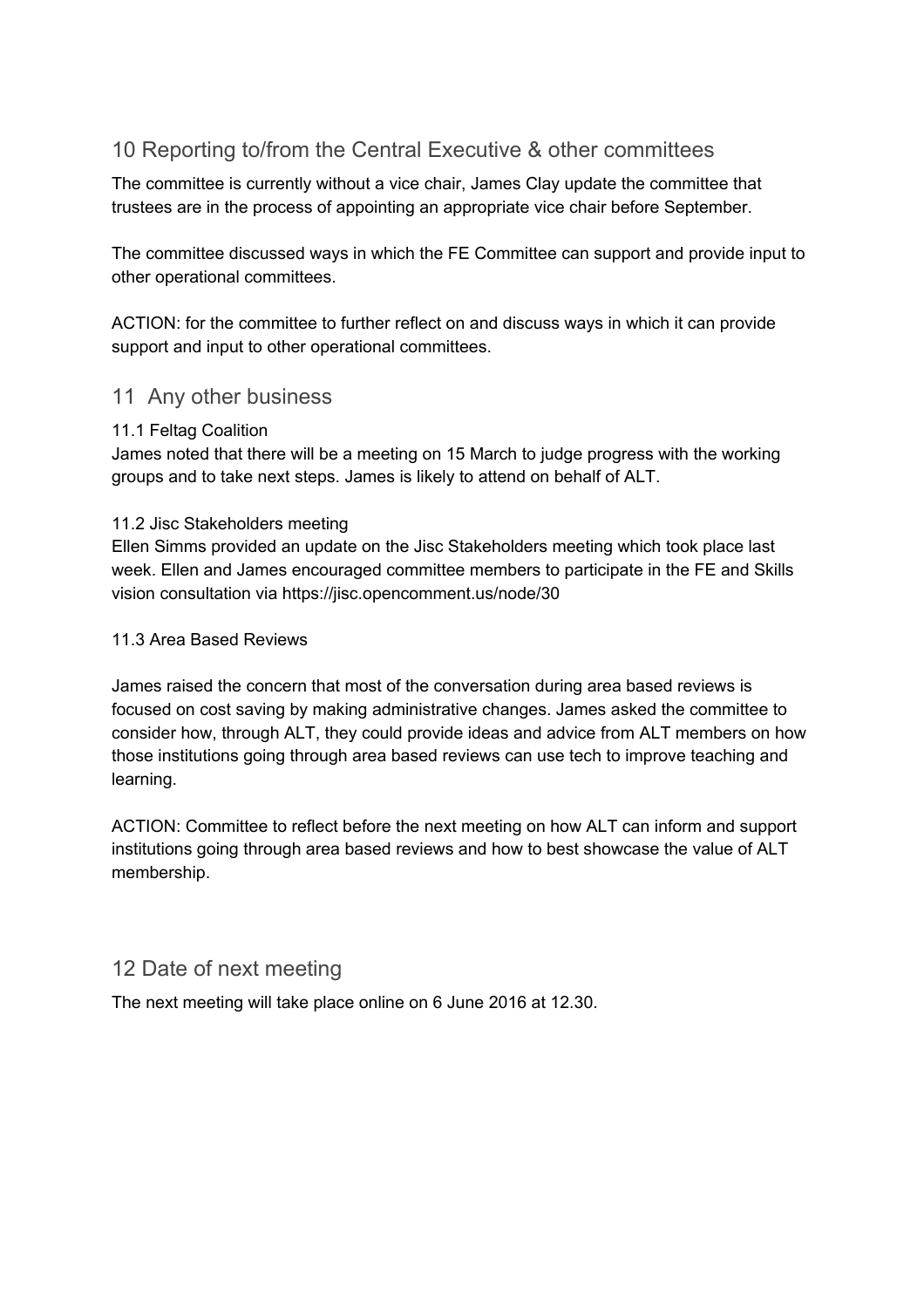## 10 Reporting to/from the Central Executive & other committees

The committee is currently without a vice chair, James Clay update the committee that trustees are in the process of appointing an appropriate vice chair before September.

The committee discussed ways in which the FE Committee can support and provide input to other operational committees.

ACTION: for the committee to further reflect on and discuss ways in which it can provide support and input to other operational committees.

## 11 Any other business

11.1 Feltag Coalition
James noted that there will be a meeting on 15 March to judge progress with the working groups and to take next steps. James is likely to attend on behalf of ALT.

11.2 Jisc Stakeholders meeting
Ellen Simms provided an update on the Jisc Stakeholders meeting which took place last week. Ellen and James encouraged committee members to participate in the FE and Skills vision consultation via https://jisc.opencomment.us/node/30

11.3 Area Based Reviews

James raised the concern that most of the conversation during area based reviews is focused on cost saving by making administrative changes. James asked the committee to consider how, through ALT, they could provide ideas and advice from ALT members on how those institutions going through area based reviews can use tech to improve teaching and learning.

ACTION: Committee to reflect before the next meeting on how ALT can inform and support institutions going through area based reviews and how to best showcase the value of ALT membership.

## 12 Date of next meeting

The next meeting will take place online on 6 June 2016 at 12.30.